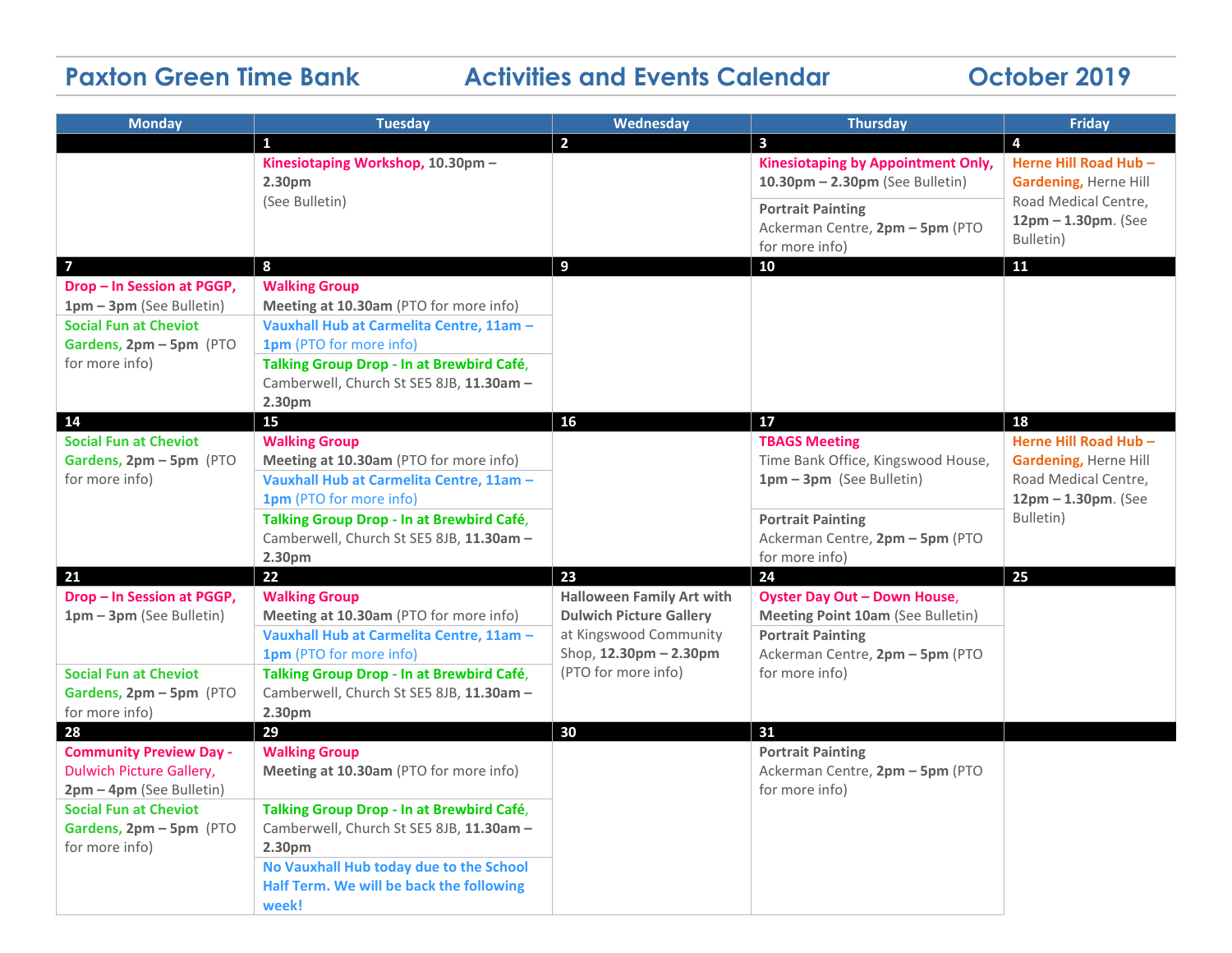# Paxton Green Time Bank — Activities and Events Calendar — October 2019

| Monday | Tuesday | Wednesday | Thursday | Friday |
|---|---|---|---|---|
| | **1** | **2** | **3** | **4** |
| | **Kinesiotaping Workshop, 10.30pm – 2.30pm** (See Bulletin) | | **Kinesiotaping by Appointment Only, 10.30pm – 2.30pm** (See Bulletin)<br><br>**Portrait Painting** Ackerman Centre, **2pm – 5pm** (PTO for more info) | **Herne Hill Road Hub – Gardening,** Herne Hill Road Medical Centre, **12pm – 1.30pm**. (See Bulletin) |
| **7** | **8** | **9** | **10** | **11** |
| **Drop – In Session at PGGP, 1pm – 3pm** (See Bulletin)<br><br>**Social Fun at Cheviot Gardens, 2pm – 5pm** (PTO for more info) | **Walking Group** **Meeting at 10.30am** (PTO for more info)<br><br>**Vauxhall Hub at Carmelita Centre, 11am – 1pm** (PTO for more info)<br><br>**Talking Group Drop - In at Brewbird Café,** Camberwell, Church St SE5 8JB, **11.30am – 2.30pm** | | | |
| **14** | **15** | **16** | **17** | **18** |
| **Social Fun at Cheviot Gardens, 2pm – 5pm** (PTO for more info) | **Walking Group** **Meeting at 10.30am** (PTO for more info)<br><br>**Vauxhall Hub at Carmelita Centre, 11am – 1pm** (PTO for more info)<br><br>**Talking Group Drop - In at Brewbird Café,** Camberwell, Church St SE5 8JB, **11.30am – 2.30pm** | | **TBAGS Meeting** Time Bank Office, Kingswood House, **1pm – 3pm** (See Bulletin)<br><br>**Portrait Painting** Ackerman Centre, **2pm – 5pm** (PTO for more info) | **Herne Hill Road Hub – Gardening,** Herne Hill Road Medical Centre, **12pm – 1.30pm**. (See Bulletin) |
| **21** | **22** | **23** | **24** | **25** |
| **Drop – In Session at PGGP, 1pm – 3pm** (See Bulletin)<br><br>**Social Fun at Cheviot Gardens, 2pm – 5pm** (PTO for more info) | **Walking Group** **Meeting at 10.30am** (PTO for more info)<br><br>**Vauxhall Hub at Carmelita Centre, 11am – 1pm** (PTO for more info)<br><br>**Talking Group Drop - In at Brewbird Café,** Camberwell, Church St SE5 8JB, **11.30am – 2.30pm** | **Halloween Family Art with Dulwich Picture Gallery** at Kingswood Community Shop, **12.30pm – 2.30pm** (PTO for more info) | **Oyster Day Out – Down House, Meeting Point 10am** (See Bulletin)<br><br>**Portrait Painting** Ackerman Centre, **2pm – 5pm** (PTO for more info) | |
| **28** | **29** | **30** | **31** | |
| **Community Preview Day - Dulwich Picture Gallery, 2pm – 4pm** (See Bulletin)<br><br>**Social Fun at Cheviot Gardens, 2pm – 5pm** (PTO for more info) | **Walking Group** **Meeting at 10.30am** (PTO for more info)<br><br>**Talking Group Drop - In at Brewbird Café,** Camberwell, Church St SE5 8JB, **11.30am – 2.30pm**<br><br>**No Vauxhall Hub today due to the School Half Term. We will be back the following week!** | | **Portrait Painting** Ackerman Centre, **2pm – 5pm** (PTO for more info) | |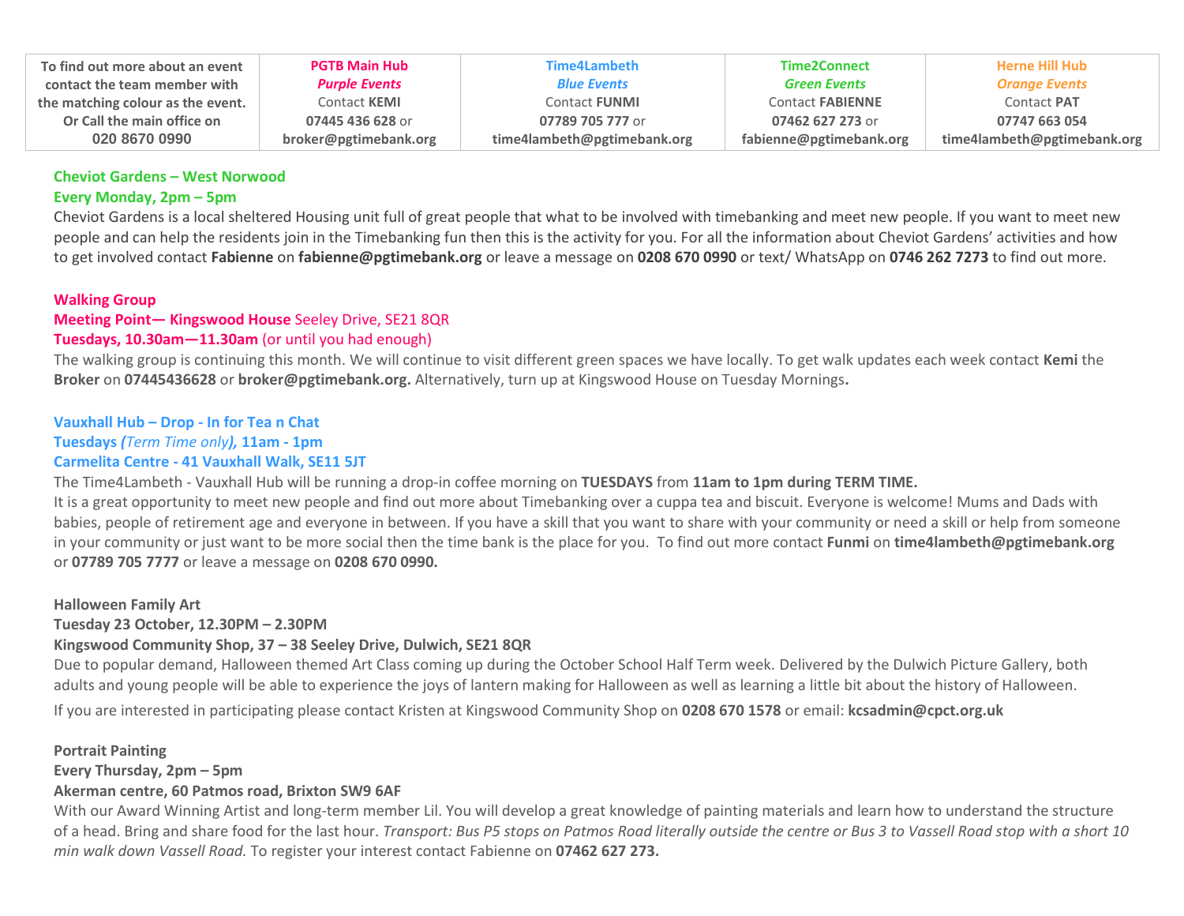| To find out more about an event contact the team member with the matching colour as the event. Or Call the main office on 020 8670 0990 | PGTB Main Hub *Purple Events* Contact **KEMI** **07445 436 628** or **broker@pgtimebank.org** | Time4Lambeth *Blue Events* Contact **FUNMI** **07789 705 777** or **time4lambeth@pgtimebank.org** | Time2Connect *Green Events* Contact **FABIENNE** **07462 627 273** or **fabienne@pgtimebank.org** | Herne Hill Hub *Orange Events* Contact **PAT** **07747 663 054** **time4lambeth@pgtimebank.org** |
|---|---|---|---|---|

**Cheviot Gardens – West Norwood**
**Every Monday, 2pm – 5pm**

Cheviot Gardens is a local sheltered Housing unit full of great people that what to be involved with timebanking and meet new people. If you want to meet new people and can help the residents join in the Timebanking fun then this is the activity for you. For all the information about Cheviot Gardens' activities and how to get involved contact **Fabienne** on **fabienne@pgtimebank.org** or leave a message on **0208 670 0990** or text/ WhatsApp on **0746 262 7273** to find out more.

**Walking Group**
**Meeting Point— Kingswood House** Seeley Drive, SE21 8QR
**Tuesdays, 10.30am—11.30am** (or until you had enough)

The walking group is continuing this month. We will continue to visit different green spaces we have locally. To get walk updates each week contact **Kemi** the **Broker** on **07445436628** or **broker@pgtimebank.org.** Alternatively, turn up at Kingswood House on Tuesday Mornings**.**

**Vauxhall Hub – Drop - In for Tea n Chat**
**Tuesdays (*Term Time only*), 11am - 1pm**
**Carmelita Centre - 41 Vauxhall Walk, SE11 5JT**

The Time4Lambeth - Vauxhall Hub will be running a drop-in coffee morning on **TUESDAYS** from **11am to 1pm during TERM TIME.**
It is a great opportunity to meet new people and find out more about Timebanking over a cuppa tea and biscuit. Everyone is welcome! Mums and Dads with babies, people of retirement age and everyone in between. If you have a skill that you want to share with your community or need a skill or help from someone in your community or just want to be more social then the time bank is the place for you. To find out more contact **Funmi** on **time4lambeth@pgtimebank.org** or **07789 705 7777** or leave a message on **0208 670 0990.**

**Halloween Family Art**
**Tuesday 23 October, 12.30PM – 2.30PM**
**Kingswood Community Shop, 37 – 38 Seeley Drive, Dulwich, SE21 8QR**

Due to popular demand, Halloween themed Art Class coming up during the October School Half Term week. Delivered by the Dulwich Picture Gallery, both adults and young people will be able to experience the joys of lantern making for Halloween as well as learning a little bit about the history of Halloween.

If you are interested in participating please contact Kristen at Kingswood Community Shop on **0208 670 1578** or email: **kcsadmin@cpct.org.uk**

**Portrait Painting**
**Every Thursday, 2pm – 5pm**
**Akerman centre, 60 Patmos road, Brixton SW9 6AF**

With our Award Winning Artist and long-term member Lil. You will develop a great knowledge of painting materials and learn how to understand the structure of a head. Bring and share food for the last hour. *Transport: Bus P5 stops on Patmos Road literally outside the centre or Bus 3 to Vassell Road stop with a short 10 min walk down Vassell Road.* To register your interest contact Fabienne on **07462 627 273.**